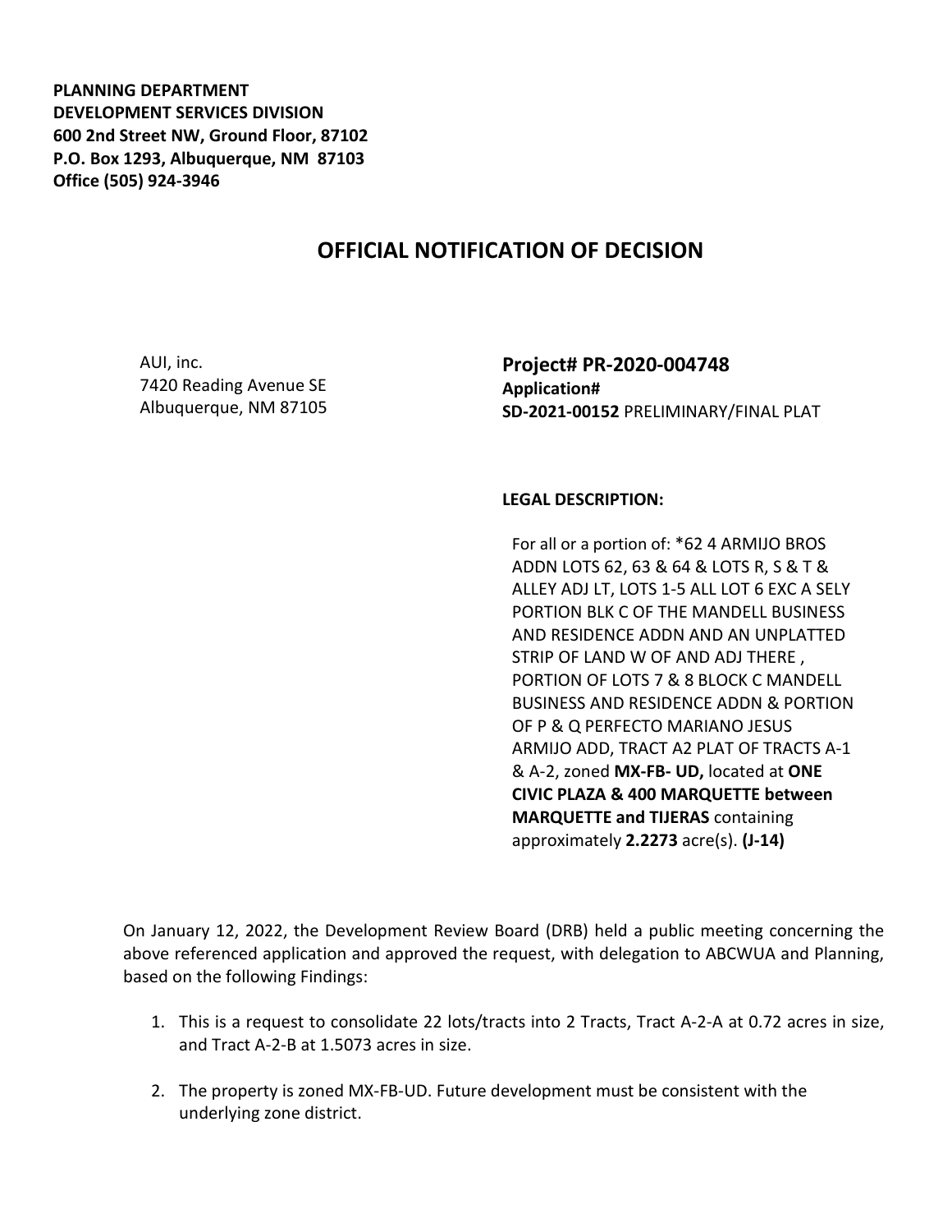**PLANNING DEPARTMENT**
**DEVELOPMENT SERVICES DIVISION**
**600 2nd Street NW, Ground Floor, 87102**
**P.O. Box 1293, Albuquerque, NM 87103**
**Office (505) 924-3946**

# OFFICIAL NOTIFICATION OF DECISION

AUI, inc.
7420 Reading Avenue SE
Albuquerque, NM 87105

**Project# PR-2020-004748**
**Application#**
**SD-2021-00152** PRELIMINARY/FINAL PLAT

**LEGAL DESCRIPTION:**

For all or a portion of: *62 4 ARMIJO BROS ADDN LOTS 62, 63 & 64 & LOTS R, S & T & ALLEY ADJ LT, LOTS 1-5 ALL LOT 6 EXC A SELY PORTION BLK C OF THE MANDELL BUSINESS AND RESIDENCE ADDN AND AN UNPLATTED STRIP OF LAND W OF AND ADJ THERE , PORTION OF LOTS 7 & 8 BLOCK C MANDELL BUSINESS AND RESIDENCE ADDN & PORTION OF P & Q PERFECTO MARIANO JESUS ARMIJO ADD, TRACT A2 PLAT OF TRACTS A-1 & A-2, zoned **MX-FB- UD,** located at **ONE CIVIC PLAZA & 400 MARQUETTE between MARQUETTE and TIJERAS** containing approximately **2.2273** acre(s). **(J-14)**

On January 12, 2022, the Development Review Board (DRB) held a public meeting concerning the above referenced application and approved the request, with delegation to ABCWUA and Planning, based on the following Findings:

1. This is a request to consolidate 22 lots/tracts into 2 Tracts, Tract A-2-A at 0.72 acres in size, and Tract A-2-B at 1.5073 acres in size.
2. The property is zoned MX-FB-UD. Future development must be consistent with the underlying zone district.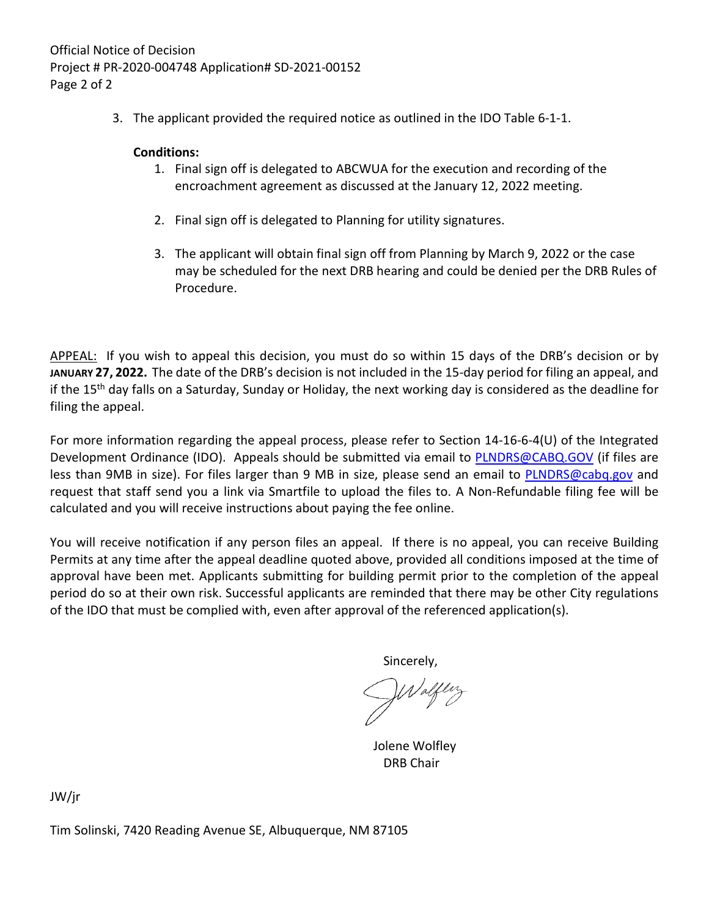3. The applicant provided the required notice as outlined in the IDO Table 6-1-1.

**Conditions:**

1. Final sign off is delegated to ABCWUA for the execution and recording of the encroachment agreement as discussed at the January 12, 2022 meeting.

2. Final sign off is delegated to Planning for utility signatures.

3. The applicant will obtain final sign off from Planning by March 9, 2022 or the case may be scheduled for the next DRB hearing and could be denied per the DRB Rules of Procedure.

APPEAL: If you wish to appeal this decision, you must do so within 15 days of the DRB's decision or by **JANUARY 27, 2022.** The date of the DRB's decision is not included in the 15-day period for filing an appeal, and if the 15th day falls on a Saturday, Sunday or Holiday, the next working day is considered as the deadline for filing the appeal.

For more information regarding the appeal process, please refer to Section 14-16-6-4(U) of the Integrated Development Ordinance (IDO). Appeals should be submitted via email to PLNDRS@CABQ.GOV (if files are less than 9MB in size). For files larger than 9 MB in size, please send an email to PLNDRS@cabq.gov and request that staff send you a link via Smartfile to upload the files to. A Non-Refundable filing fee will be calculated and you will receive instructions about paying the fee online.

You will receive notification if any person files an appeal. If there is no appeal, you can receive Building Permits at any time after the appeal deadline quoted above, provided all conditions imposed at the time of approval have been met. Applicants submitting for building permit prior to the completion of the appeal period do so at their own risk. Successful applicants are reminded that there may be other City regulations of the IDO that must be complied with, even after approval of the referenced application(s).

Sincerely,

Jolene Wolfley
DRB Chair

JW/jr

Tim Solinski, 7420 Reading Avenue SE, Albuquerque, NM 87105